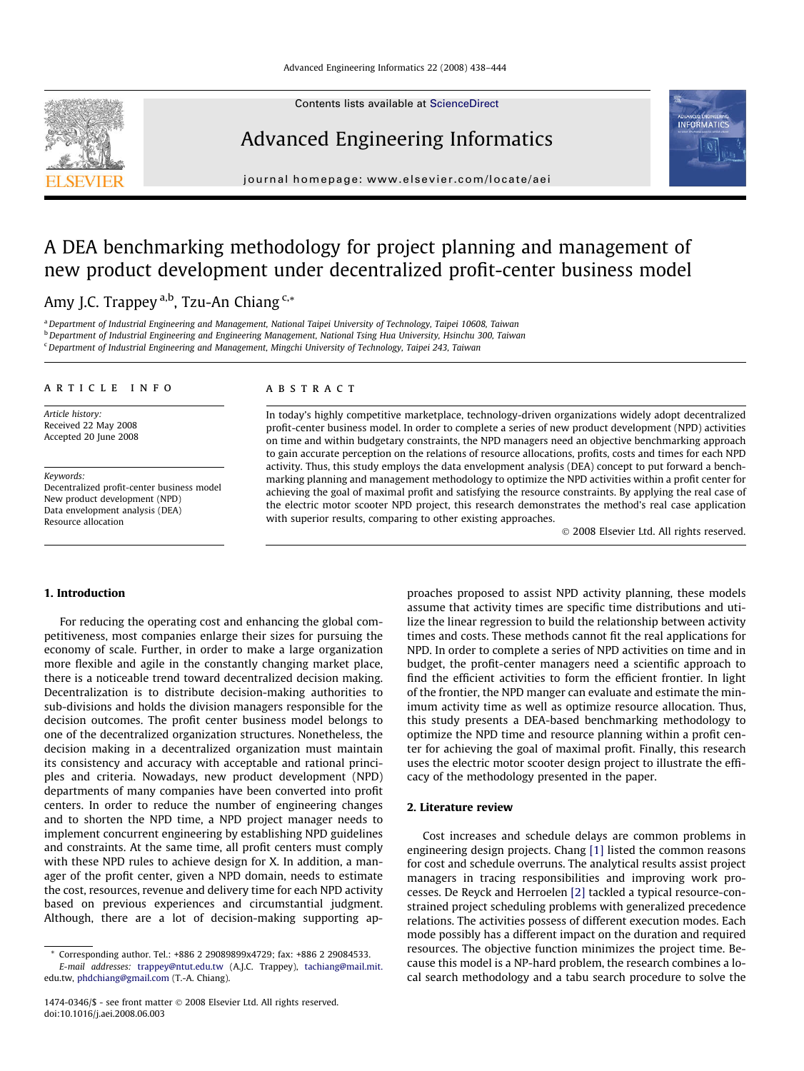# A DEA benchmarking methodology for project planning and management of new product development under decentralized profit-center business model

Amy J.C. Trappey [a,b], Tzu-An Chiang [c,*]

[a] Department of Industrial Engineering and Management, National Taipei University of Technology, Taipei 10608, Taiwan
[b] Department of Industrial Engineering and Engineering Management, National Tsing Hua University, Hsinchu 300, Taiwan
[c] Department of Industrial Engineering and Management, Mingchi University of Technology, Taipei 243, Taiwan

**ARTICLE INFO**

*Article history:*
Received 22 May 2008
Accepted 20 June 2008

*Keywords:*
Decentralized profit-center business model
New product development (NPD)
Data envelopment analysis (DEA)
Resource allocation

**ABSTRACT**

In today's highly competitive marketplace, technology-driven organizations widely adopt decentralized profit-center business model. In order to complete a series of new product development (NPD) activities on time and within budgetary constraints, the NPD managers need an objective benchmarking approach to gain accurate perception on the relations of resource allocations, profits, costs and times for each NPD activity. Thus, this study employs the data envelopment analysis (DEA) concept to put forward a benchmarking planning and management methodology to optimize the NPD activities within a profit center for achieving the goal of maximal profit and satisfying the resource constraints. By applying the real case of the electric motor scooter NPD project, this research demonstrates the method's real case application with superior results, comparing to other existing approaches.

© 2008 Elsevier Ltd. All rights reserved.

## 1. Introduction

For reducing the operating cost and enhancing the global competitiveness, most companies enlarge their sizes for pursuing the economy of scale. Further, in order to make a large organization more flexible and agile in the constantly changing market place, there is a noticeable trend toward decentralized decision making. Decentralization is to distribute decision-making authorities to sub-divisions and holds the division managers responsible for the decision outcomes. The profit center business model belongs to one of the decentralized organization structures. Nonetheless, the decision making in a decentralized organization must maintain its consistency and accuracy with acceptable and rational principles and criteria. Nowadays, new product development (NPD) departments of many companies have been converted into profit centers. In order to reduce the number of engineering changes and to shorten the NPD time, a NPD project manager needs to implement concurrent engineering by establishing NPD guidelines and constraints. At the same time, all profit centers must comply with these NPD rules to achieve design for X. In addition, a manager of the profit center, given a NPD domain, needs to estimate the cost, resources, revenue and delivery time for each NPD activity based on previous experiences and circumstantial judgment. Although, there are a lot of decision-making supporting approaches proposed to assist NPD activity planning, these models assume that activity times are specific time distributions and utilize the linear regression to build the relationship between activity times and costs. These methods cannot fit the real applications for NPD. In order to complete a series of NPD activities on time and in budget, the profit-center managers need a scientific approach to find the efficient activities to form the efficient frontier. In light of the frontier, the NPD manger can evaluate and estimate the minimum activity time as well as optimize resource allocation. Thus, this study presents a DEA-based benchmarking methodology to optimize the NPD time and resource planning within a profit center for achieving the goal of maximal profit. Finally, this research uses the electric motor scooter design project to illustrate the efficacy of the methodology presented in the paper.

## 2. Literature review

Cost increases and schedule delays are common problems in engineering design projects. Chang [1] listed the common reasons for cost and schedule overruns. The analytical results assist project managers in tracing responsibilities and improving work processes. De Reyck and Herroelen [2] tackled a typical resource-constrained project scheduling problems with generalized precedence relations. The activities possess of different execution modes. Each mode possibly has a different impact on the duration and required resources. The objective function minimizes the project time. Because this model is a NP-hard problem, the research combines a local search methodology and a tabu search procedure to solve the

* Corresponding author. Tel.: +886 2 29089899x4729; fax: +886 2 29084533.
*E-mail addresses:* trappey@ntut.edu.tw (A.J.C. Trappey), tachiang@mail.mit.edu.tw, phdchiang@gmail.com (T.-A. Chiang).

1474-0346/$ - see front matter © 2008 Elsevier Ltd. All rights reserved.
doi:10.1016/j.aei.2008.06.003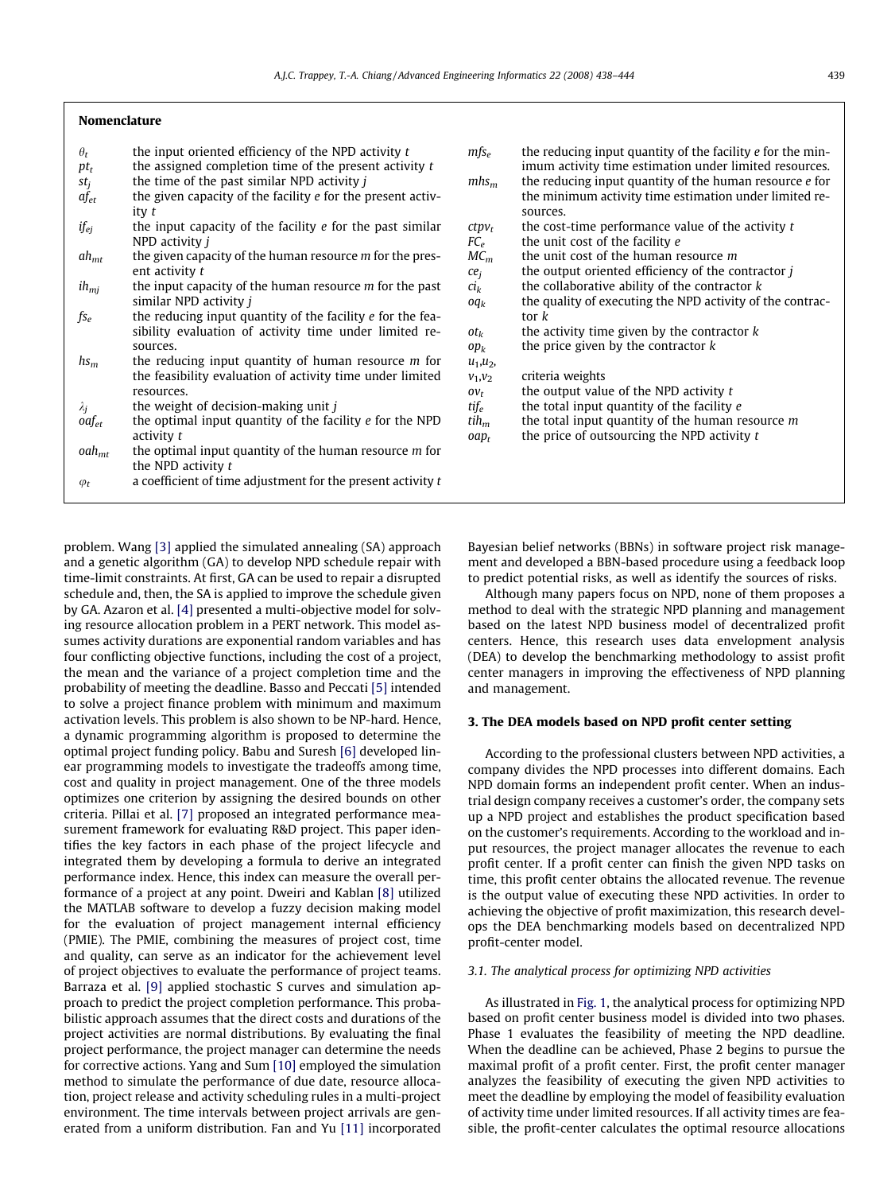## Nomenclature

| | | | |
|---|---|---|---|
| $\theta_t$ | the input oriented efficiency of the NPD activity $t$ | $mfs_e$ | the reducing input quantity of the facility $e$ for the minimum activity time estimation under limited resources. |
| $pt_t$ | the assigned completion time of the present activity $t$ | $mhs_m$ | the reducing input quantity of the human resource $e$ for the minimum activity time estimation under limited resources. |
| $st_j$ | the time of the past similar NPD activity $j$ | $ctpv_t$ | the cost-time performance value of the activity $t$ |
| $af_{et}$ | the given capacity of the facility $e$ for the present activity $t$ | $FC_e$ | the unit cost of the facility $e$ |
| $if_{ej}$ | the input capacity of the facility $e$ for the past similar NPD activity $j$ | $MC_m$ | the unit cost of the human resource $m$ |
| $ah_{mt}$ | the given capacity of the human resource $m$ for the present activity $t$ | $ce_j$ | the output oriented efficiency of the contractor $j$ |
| $ih_{mj}$ | the input capacity of the human resource $m$ for the past similar NPD activity $j$ | $ci_k$ | the collaborative ability of the contractor $k$ |
| $fs_e$ | the reducing input quantity of the facility $e$ for the feasibility evaluation of activity time under limited resources. | $oq_k$ | the quality of executing the NPD activity of the contractor $k$ |
| $hs_m$ | the reducing input quantity of human resource $m$ for the feasibility evaluation of activity time under limited resources. | $ot_k$ | the activity time given by the contractor $k$ |
| $\lambda_j$ | the weight of decision-making unit $j$ | $op_k$ | the price given by the contractor $k$ |
| $oaf_{et}$ | the optimal input quantity of the facility $e$ for the NPD activity $t$ | $u_1,u_2,$ $v_1,v_2$ | criteria weights |
| $oah_{mt}$ | the optimal input quantity of the human resource $m$ for the NPD activity $t$ | $ov_t$ | the output value of the NPD activity $t$ |
| $\varphi_t$ | a coefficient of time adjustment for the present activity $t$ | $tif_e$ | the total input quantity of the facility $e$ |
| | | $tih_m$ | the total input quantity of the human resource $m$ |
| | | $oap_t$ | the price of outsourcing the NPD activity $t$ |

problem. Wang [3] applied the simulated annealing (SA) approach and a genetic algorithm (GA) to develop NPD schedule repair with time-limit constraints. At first, GA can be used to repair a disrupted schedule and, then, the SA is applied to improve the schedule given by GA. Azaron et al. [4] presented a multi-objective model for solving resource allocation problem in a PERT network. This model assumes activity durations are exponential random variables and has four conflicting objective functions, including the cost of a project, the mean and the variance of a project completion time and the probability of meeting the deadline. Basso and Peccati [5] intended to solve a project finance problem with minimum and maximum activation levels. This problem is also shown to be NP-hard. Hence, a dynamic programming algorithm is proposed to determine the optimal project funding policy. Babu and Suresh [6] developed linear programming models to investigate the tradeoffs among time, cost and quality in project management. One of the three models optimizes one criterion by assigning the desired bounds on other criteria. Pillai et al. [7] proposed an integrated performance measurement framework for evaluating R&D project. This paper identifies the key factors in each phase of the project lifecycle and integrated them by developing a formula to derive an integrated performance index. Hence, this index can measure the overall performance of a project at any point. Dweiri and Kablan [8] utilized the MATLAB software to develop a fuzzy decision making model for the evaluation of project management internal efficiency (PMIE). The PMIE, combining the measures of project cost, time and quality, can serve as an indicator for the achievement level of project objectives to evaluate the performance of project teams. Barraza et al. [9] applied stochastic S curves and simulation approach to predict the project completion performance. This probabilistic approach assumes that the direct costs and durations of the project activities are normal distributions. By evaluating the final project performance, the project manager can determine the needs for corrective actions. Yang and Sum [10] employed the simulation method to simulate the performance of due date, resource allocation, project release and activity scheduling rules in a multi-project environment. The time intervals between project arrivals are generated from a uniform distribution. Fan and Yu [11] incorporated Bayesian belief networks (BBNs) in software project risk management and developed a BBN-based procedure using a feedback loop to predict potential risks, as well as identify the sources of risks.

Although many papers focus on NPD, none of them proposes a method to deal with the strategic NPD planning and management based on the latest NPD business model of decentralized profit centers. Hence, this research uses data envelopment analysis (DEA) to develop the benchmarking methodology to assist profit center managers in improving the effectiveness of NPD planning and management.

## 3. The DEA models based on NPD profit center setting

According to the professional clusters between NPD activities, a company divides the NPD processes into different domains. Each NPD domain forms an independent profit center. When an industrial design company receives a customer's order, the company sets up a NPD project and establishes the product specification based on the customer's requirements. According to the workload and input resources, the project manager allocates the revenue to each profit center. If a profit center can finish the given NPD tasks on time, this profit center obtains the allocated revenue. The revenue is the output value of executing these NPD activities. In order to achieving the objective of profit maximization, this research develops the DEA benchmarking models based on decentralized NPD profit-center model.

### 3.1. The analytical process for optimizing NPD activities

As illustrated in Fig. 1, the analytical process for optimizing NPD based on profit center business model is divided into two phases. Phase 1 evaluates the feasibility of meeting the NPD deadline. When the deadline can be achieved, Phase 2 begins to pursue the maximal profit of a profit center. First, the profit center manager analyzes the feasibility of executing the given NPD activities to meet the deadline by employing the model of feasibility evaluation of activity time under limited resources. If all activity times are feasible, the profit-center calculates the optimal resource allocations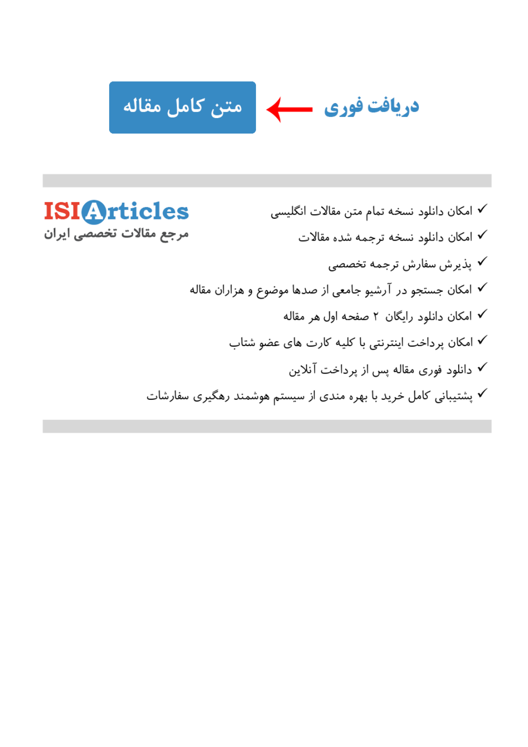دریافت فوری ← متن کامل مقاله

**ISIArticles**
مرجع مقالات تخصصی ایران

- ✓ امکان دانلود نسخه تمام متن مقالات انگلیسی
- ✓ امکان دانلود نسخه ترجمه شده مقالات
- ✓ پذیرش سفارش ترجمه تخصصی
- ✓ امکان جستجو در آرشیو جامعی از صدها موضوع و هزاران مقاله
- ✓ امکان دانلود رایگان ۲ صفحه اول هر مقاله
- ✓ امکان پرداخت اینترنتی با کلیه کارت های عضو شتاب
- ✓ دانلود فوری مقاله پس از پرداخت آنلاین
- ✓ پشتیبانی کامل خرید با بهره مندی از سیستم هوشمند رهگیری سفارشات